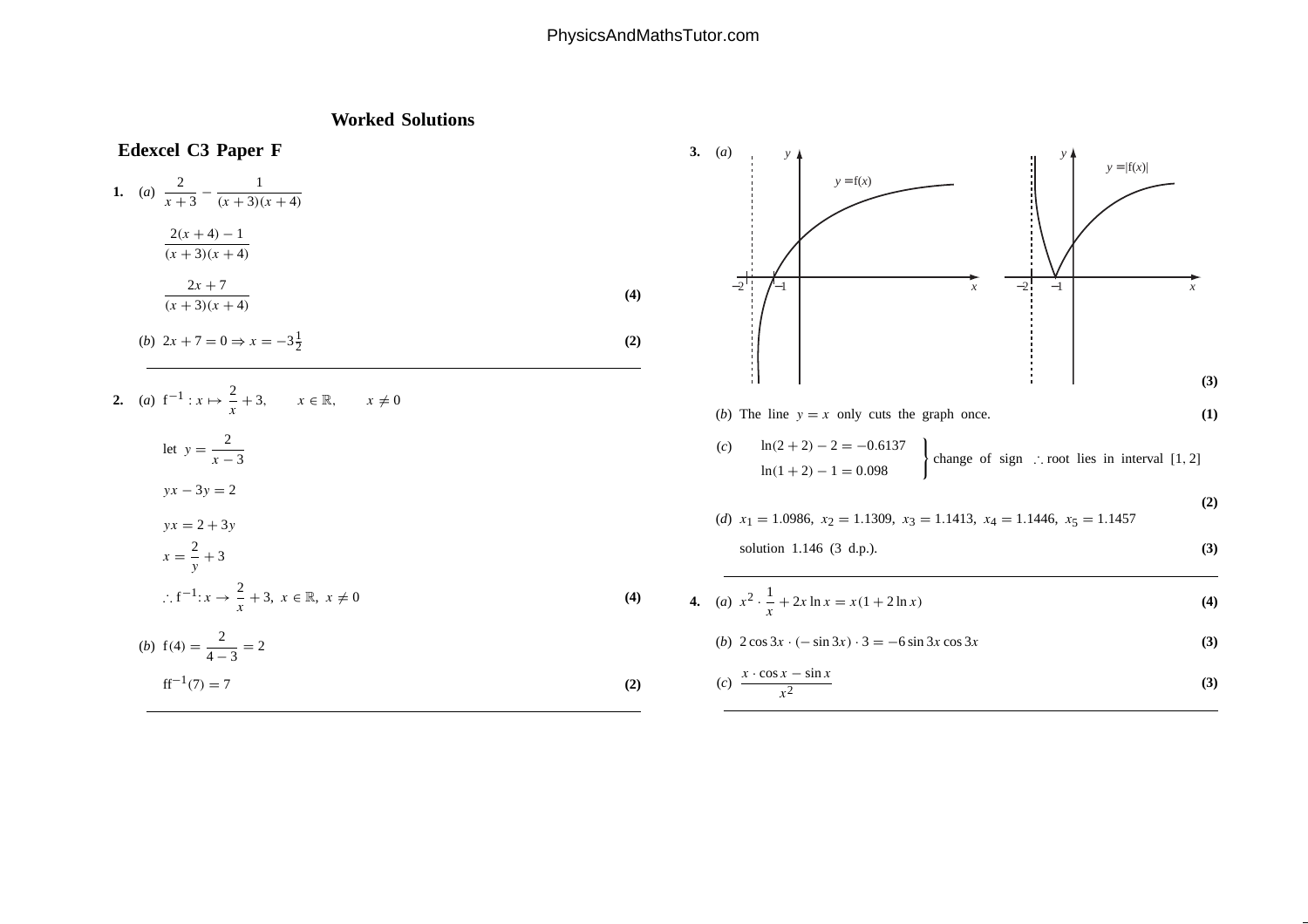# Worked Solutions

## Edexcel C3 Paper F

**1.** (*a*) $\dfrac{2}{x+3} - \dfrac{1}{(x+3)(x+4)}$

$\dfrac{2(x+4)-1}{(x+3)(x+4)}$

$\dfrac{2x+7}{(x+3)(x+4)}$ **(4)**

(*b*) $2x + 7 = 0 \Rightarrow x = -3\frac{1}{2}$ **(2)**

---

**2.** (*a*) $f^{-1} : x \mapsto \dfrac{2}{x} + 3, \quad x \in \mathbb{R}, \quad x \neq 0$

let $y = \dfrac{2}{x-3}$

$yx - 3y = 2$

$yx = 2 + 3y$

$x = \dfrac{2}{y} + 3$

$\therefore f^{-1} : x \rightarrow \dfrac{2}{x} + 3, \; x \in \mathbb{R}, \; x \neq 0$ **(4)**

(*b*) $f(4) = \dfrac{2}{4-3} = 2$

$ff^{-1}(7) = 7$ **(2)**

---

**3.** (*a*) $y = f(x)$ ; $y = |f(x)|$ (graphs with labels $-2$, $-1$, $x$, $y$) **(3)**

(*b*) The line $y = x$ only cuts the graph once. **(1)**

(*c*) $\ln(2+2) - 2 = -0.6137$
$\ln(1+2) - 1 = 0.098$ } change of sign $\therefore$ root lies in interval $[1, 2]$ **(2)**

(*d*) $x_1 = 1.0986$, $x_2 = 1.1309$, $x_3 = 1.1413$, $x_4 = 1.1446$, $x_5 = 1.1457$

solution 1.146 (3 d.p.). **(3)**

---

**4.** (*a*) $x^2 \cdot \dfrac{1}{x} + 2x \ln x = x(1 + 2\ln x)$ **(4)**

(*b*) $2\cos 3x \cdot (-\sin 3x) \cdot 3 = -6 \sin 3x \cos 3x$ **(3)**

(*c*) $\dfrac{x \cdot \cos x - \sin x}{x^2}$ **(3)**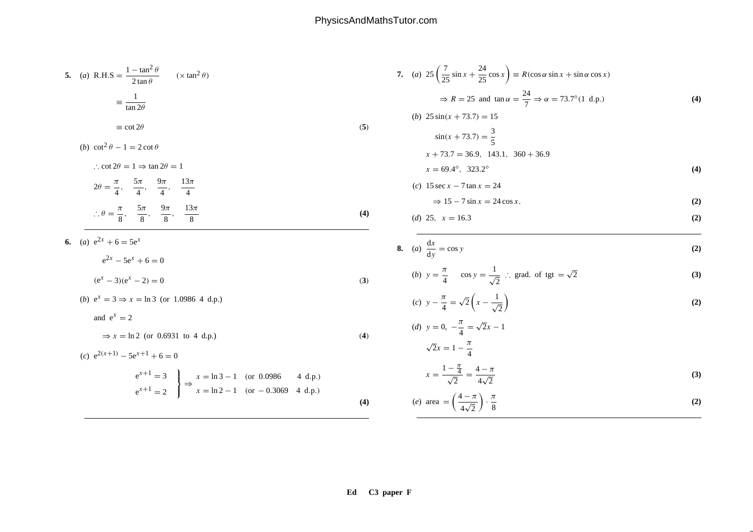**5.** (*a*) R.H.S $= \dfrac{1 - \tan^2\theta}{2\tan\theta}$ $\quad (\times \tan^2\theta)$

$\equiv \dfrac{1}{\tan 2\theta}$

$\equiv \cot 2\theta$ **(5)**

(*b*) $\cot^2\theta - 1 = 2\cot\theta$

$\therefore \cot 2\theta = 1 \Rightarrow \tan 2\theta = 1$

$2\theta = \dfrac{\pi}{4}, \quad \dfrac{5\pi}{4}, \quad \dfrac{9\pi}{4}, \quad \dfrac{13\pi}{4}$

$\therefore \theta = \dfrac{\pi}{8}, \quad \dfrac{5\pi}{8}, \quad \dfrac{9\pi}{8}, \quad \dfrac{13\pi}{8}$ **(4)**

---

**6.** (*a*) $e^{2x} + 6 = 5e^x$

$e^{2x} - 5e^x + 6 = 0$

$(e^x - 3)(e^x - 2) = 0$ **(3)**

(*b*) $e^x = 3 \Rightarrow x = \ln 3$ (or 1.0986 4 d.p.)

and $e^x = 2$

$\Rightarrow x = \ln 2$ (or 0.6931 to 4 d.p.) **(4)**

(*c*) $e^{2(x+1)} - 5e^{x+1} + 6 = 0$

$\left.\begin{array}{l} e^{x+1} = 3 \\ e^{x+1} = 2 \end{array}\right\} \Rightarrow \begin{array}{l} x = \ln 3 - 1 \quad \text{(or } 0.0986 \quad 4 \text{ d.p.)} \\ x = \ln 2 - 1 \quad \text{(or } -0.3069 \quad 4 \text{ d.p.)} \end{array}$

**(4)**

---

**7.** (*a*) $25\left(\dfrac{7}{25}\sin x + \dfrac{24}{25}\cos x\right) \equiv R(\cos\alpha\sin x + \sin\alpha\cos x)$

$\Rightarrow R = 25$ and $\tan\alpha = \dfrac{24}{7} \Rightarrow \alpha = 73.7°$ (1 d.p.) **(4)**

(*b*) $25\sin(x + 73.7) = 15$

$\sin(x + 73.7) = \dfrac{3}{5}$

$x + 73.7 = 36.9, \quad 143.1, \quad 360 + 36.9$

$x = 69.4°, \quad 323.2°$ **(4)**

(*c*) $15\sec x - 7\tan x = 24$

$\Rightarrow 15 - 7\sin x = 24\cos x.$ **(2)**

(*d*) $25, \quad x = 16.3$ **(2)**

---

**8.** (*a*) $\dfrac{dx}{dy} = \cos y$ **(2)**

(*b*) $y = \dfrac{\pi}{4} \quad \cos y = \dfrac{1}{\sqrt{2}} \;\therefore$ grad. of tgt $= \sqrt{2}$ **(3)**

(*c*) $y - \dfrac{\pi}{4} = \sqrt{2}\left(x - \dfrac{1}{\sqrt{2}}\right)$ **(2)**

(*d*) $y = 0, \; -\dfrac{\pi}{4} = \sqrt{2}x - 1$

$\sqrt{2}x = 1 - \dfrac{\pi}{4}$

$x = \dfrac{1 - \frac{\pi}{4}}{\sqrt{2}} = \dfrac{4 - \pi}{4\sqrt{2}}$ **(3)**

(*e*) area $= \left(\dfrac{4 - \pi}{4\sqrt{2}}\right) \cdot \dfrac{\pi}{8}$ **(2)**

---

**Ed C3 paper F**